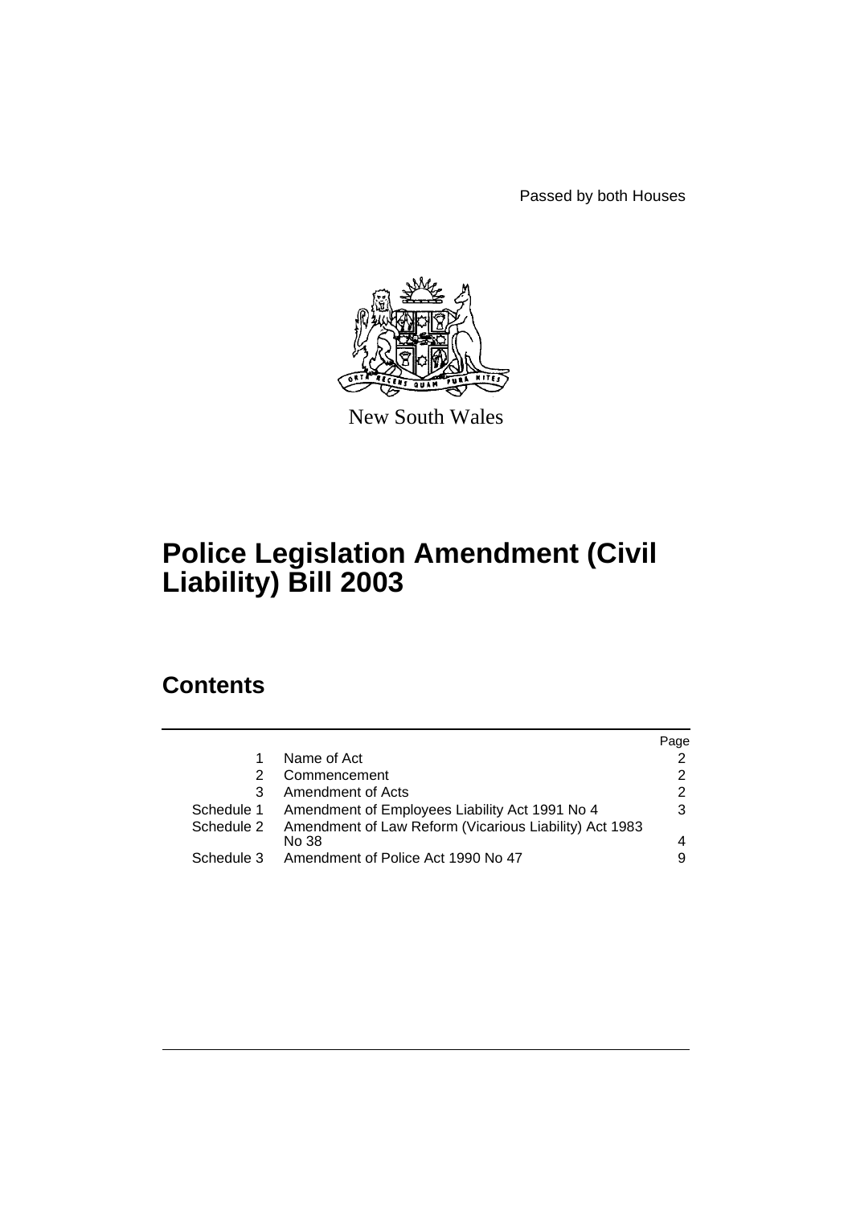Passed by both Houses

New South Wales

# Police Legislation Amendment (Civil Liability) Bill 2003

## Contents

| | | Page |
|---|---|---|
| 1 | Name of Act | 2 |
| 2 | Commencement | 2 |
| 3 | Amendment of Acts | 2 |
| Schedule 1 | Amendment of Employees Liability Act 1991 No 4 | 3 |
| Schedule 2 | Amendment of Law Reform (Vicarious Liability) Act 1983 No 38 | 4 |
| Schedule 3 | Amendment of Police Act 1990 No 47 | 9 |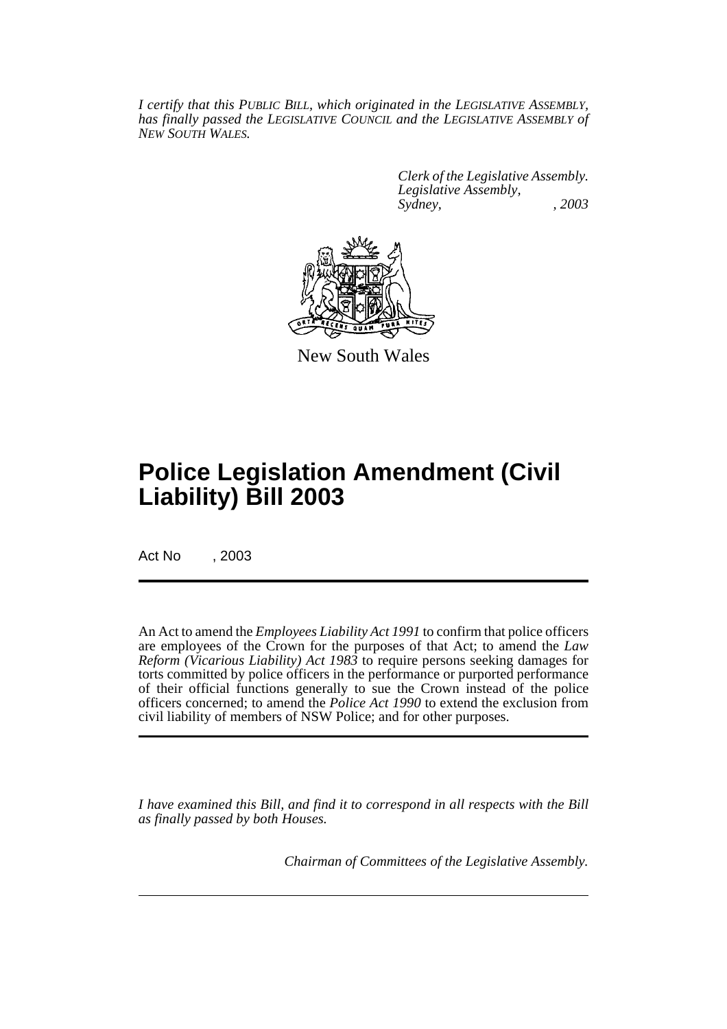*I certify that this PUBLIC BILL, which originated in the LEGISLATIVE ASSEMBLY, has finally passed the LEGISLATIVE COUNCIL and the LEGISLATIVE ASSEMBLY of NEW SOUTH WALES.*

*Clerk of the Legislative Assembly.*
*Legislative Assembly,*
*Sydney, , 2003*

New South Wales

# Police Legislation Amendment (Civil Liability) Bill 2003

Act No , 2003

An Act to amend the *Employees Liability Act 1991* to confirm that police officers are employees of the Crown for the purposes of that Act; to amend the *Law Reform (Vicarious Liability) Act 1983* to require persons seeking damages for torts committed by police officers in the performance or purported performance of their official functions generally to sue the Crown instead of the police officers concerned; to amend the *Police Act 1990* to extend the exclusion from civil liability of members of NSW Police; and for other purposes.

*I have examined this Bill, and find it to correspond in all respects with the Bill as finally passed by both Houses.*

*Chairman of Committees of the Legislative Assembly.*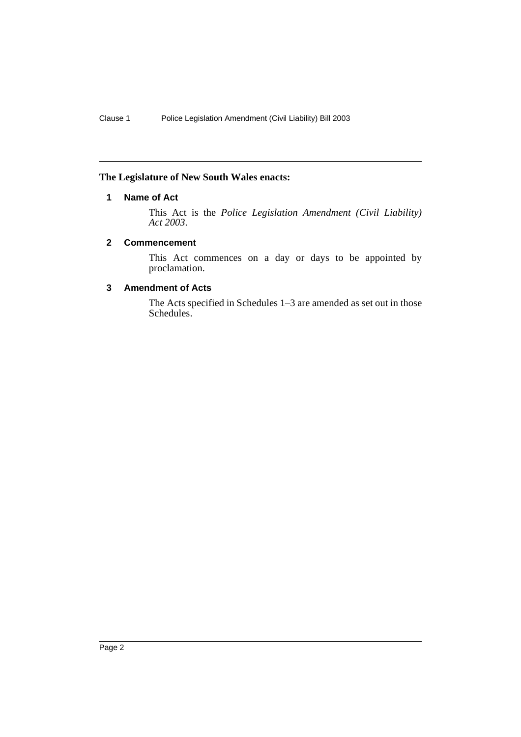**The Legislature of New South Wales enacts:**

## 1 Name of Act

This Act is the *Police Legislation Amendment (Civil Liability) Act 2003*.

## 2 Commencement

This Act commences on a day or days to be appointed by proclamation.

## 3 Amendment of Acts

The Acts specified in Schedules 1–3 are amended as set out in those Schedules.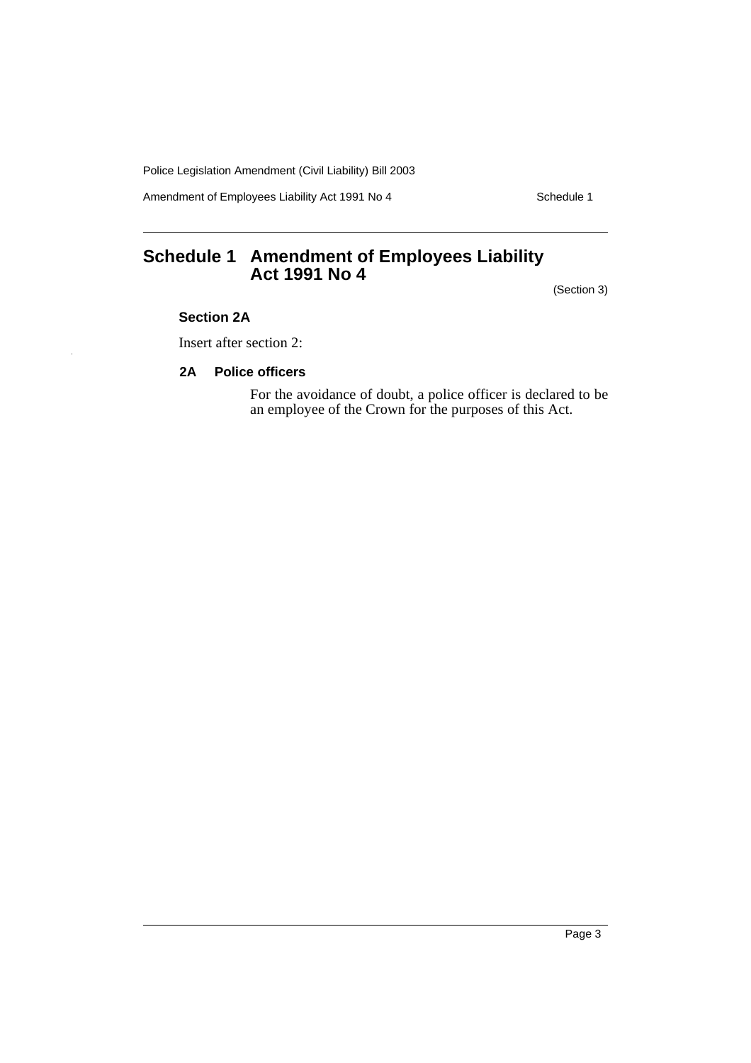# Schedule 1 Amendment of Employees Liability Act 1991 No 4

(Section 3)

### Section 2A

Insert after section 2:

#### 2A Police officers

For the avoidance of doubt, a police officer is declared to be an employee of the Crown for the purposes of this Act.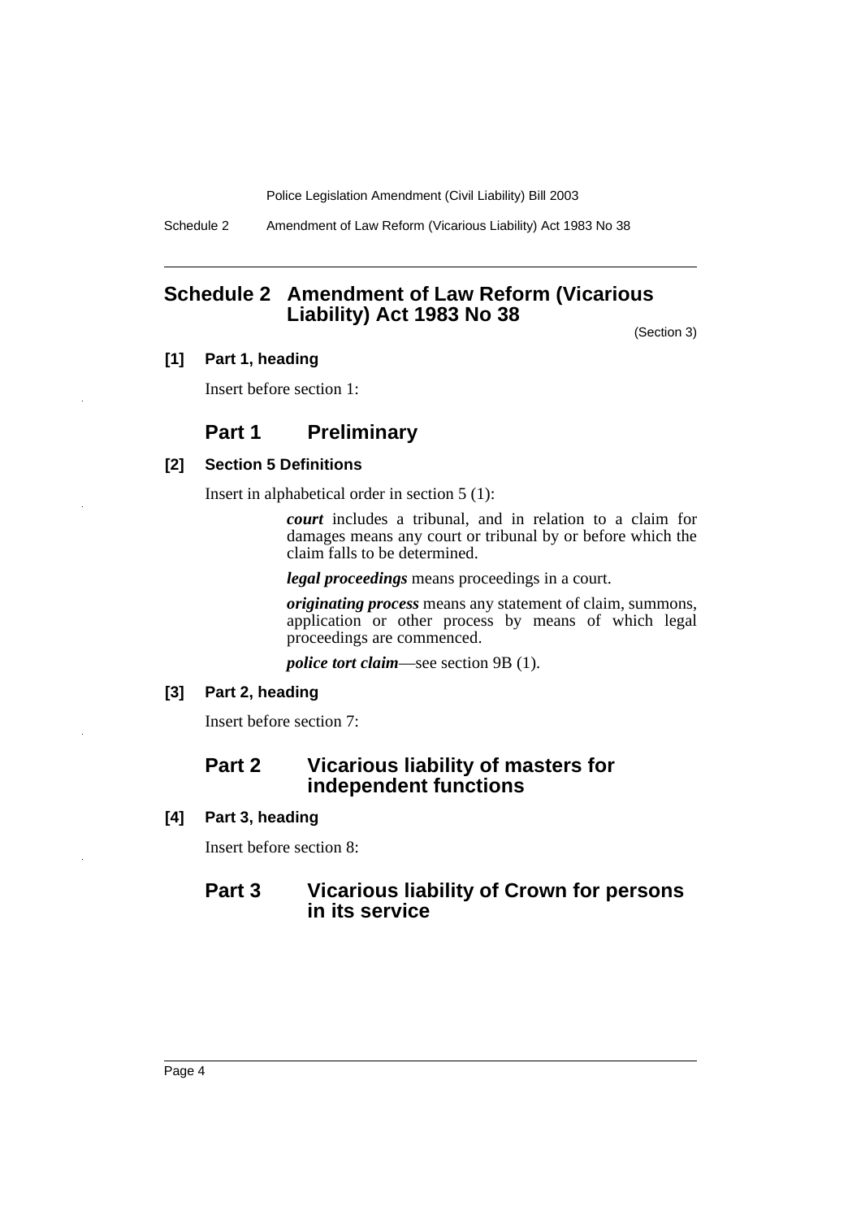## Schedule 2 Amendment of Law Reform (Vicarious Liability) Act 1983 No 38

(Section 3)

**[1] Part 1, heading**

Insert before section 1:

### Part 1 Preliminary

**[2] Section 5 Definitions**

Insert in alphabetical order in section 5 (1):

> ***court*** includes a tribunal, and in relation to a claim for damages means any court or tribunal by or before which the claim falls to be determined.
>
> ***legal proceedings*** means proceedings in a court.
>
> ***originating process*** means any statement of claim, summons, application or other process by means of which legal proceedings are commenced.
>
> ***police tort claim***—see section 9B (1).

**[3] Part 2, heading**

Insert before section 7:

### Part 2 Vicarious liability of masters for independent functions

**[4] Part 3, heading**

Insert before section 8:

### Part 3 Vicarious liability of Crown for persons in its service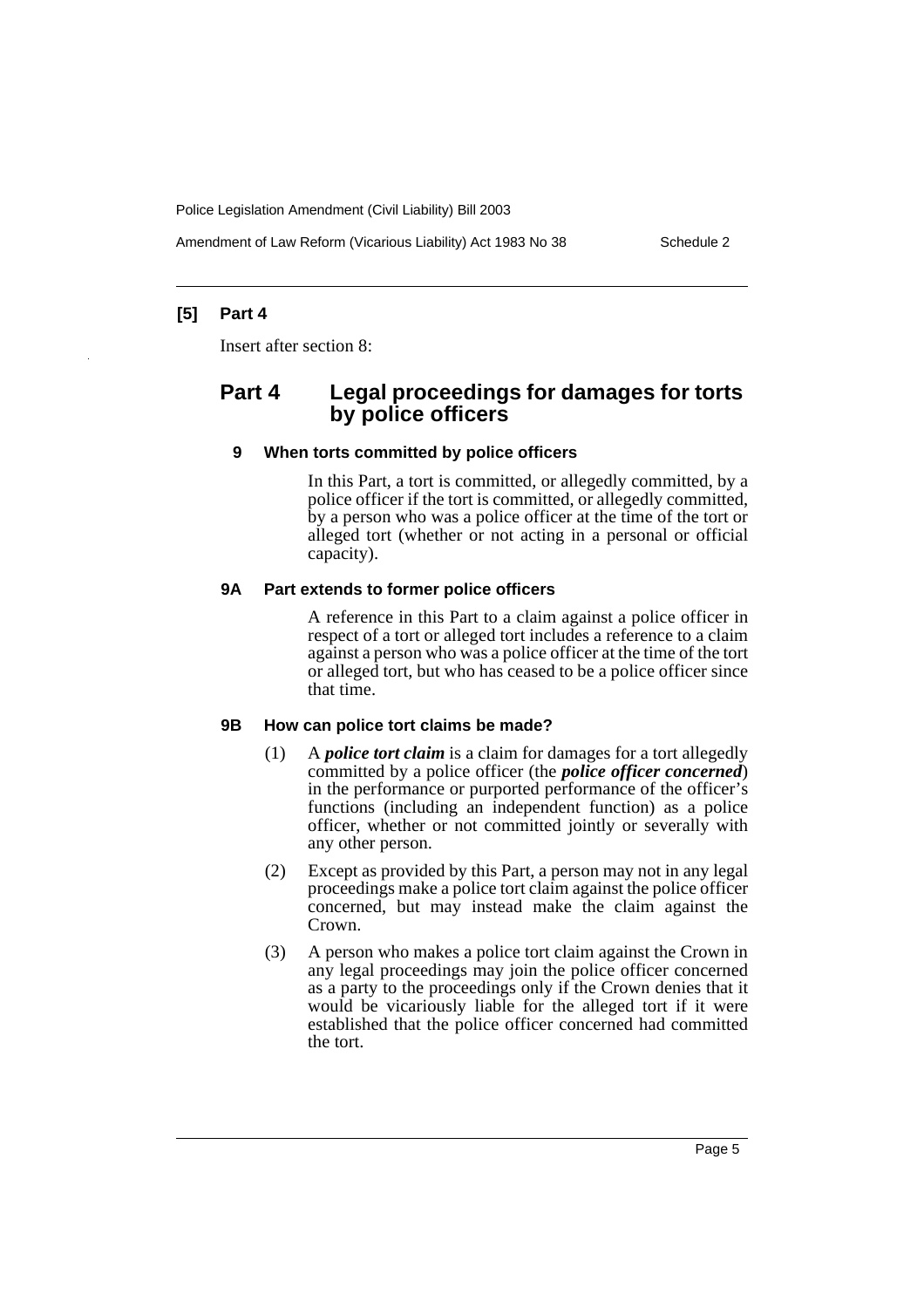**[5] Part 4**

Insert after section 8:

## Part 4 Legal proceedings for damages for torts by police officers

### 9 When torts committed by police officers

In this Part, a tort is committed, or allegedly committed, by a police officer if the tort is committed, or allegedly committed, by a person who was a police officer at the time of the tort or alleged tort (whether or not acting in a personal or official capacity).

### 9A Part extends to former police officers

A reference in this Part to a claim against a police officer in respect of a tort or alleged tort includes a reference to a claim against a person who was a police officer at the time of the tort or alleged tort, but who has ceased to be a police officer since that time.

### 9B How can police tort claims be made?

(1) A ***police tort claim*** is a claim for damages for a tort allegedly committed by a police officer (the ***police officer concerned***) in the performance or purported performance of the officer's functions (including an independent function) as a police officer, whether or not committed jointly or severally with any other person.

(2) Except as provided by this Part, a person may not in any legal proceedings make a police tort claim against the police officer concerned, but may instead make the claim against the Crown.

(3) A person who makes a police tort claim against the Crown in any legal proceedings may join the police officer concerned as a party to the proceedings only if the Crown denies that it would be vicariously liable for the alleged tort if it were established that the police officer concerned had committed the tort.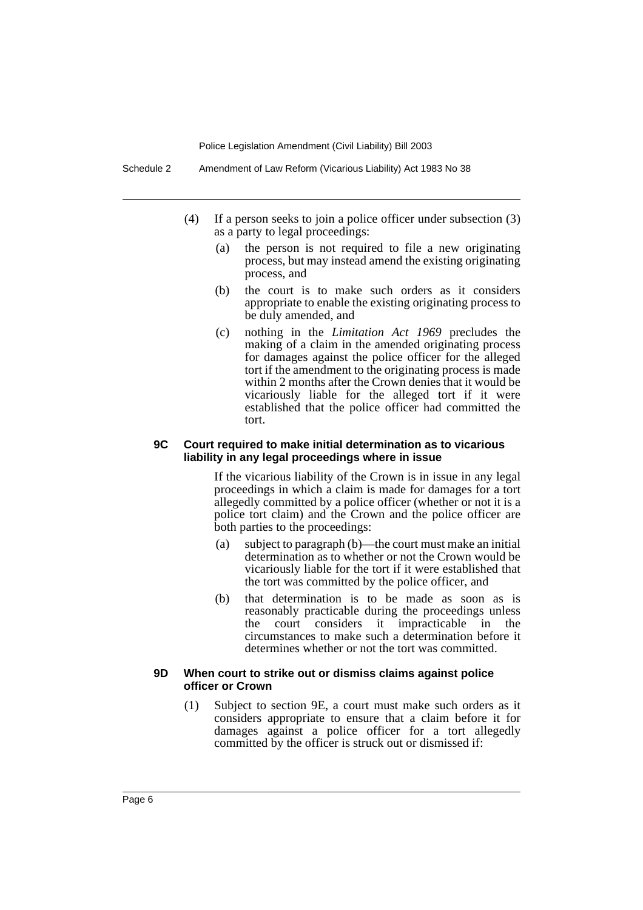(4) If a person seeks to join a police officer under subsection (3) as a party to legal proceedings:

- (a) the person is not required to file a new originating process, but may instead amend the existing originating process, and
- (b) the court is to make such orders as it considers appropriate to enable the existing originating process to be duly amended, and
- (c) nothing in the *Limitation Act 1969* precludes the making of a claim in the amended originating process for damages against the police officer for the alleged tort if the amendment to the originating process is made within 2 months after the Crown denies that it would be vicariously liable for the alleged tort if it were established that the police officer had committed the tort.

#### 9C Court required to make initial determination as to vicarious liability in any legal proceedings where in issue

If the vicarious liability of the Crown is in issue in any legal proceedings in which a claim is made for damages for a tort allegedly committed by a police officer (whether or not it is a police tort claim) and the Crown and the police officer are both parties to the proceedings:

- (a) subject to paragraph (b)—the court must make an initial determination as to whether or not the Crown would be vicariously liable for the tort if it were established that the tort was committed by the police officer, and
- (b) that determination is to be made as soon as is reasonably practicable during the proceedings unless the court considers it impracticable in the circumstances to make such a determination before it determines whether or not the tort was committed.

#### 9D When court to strike out or dismiss claims against police officer or Crown

(1) Subject to section 9E, a court must make such orders as it considers appropriate to ensure that a claim before it for damages against a police officer for a tort allegedly committed by the officer is struck out or dismissed if: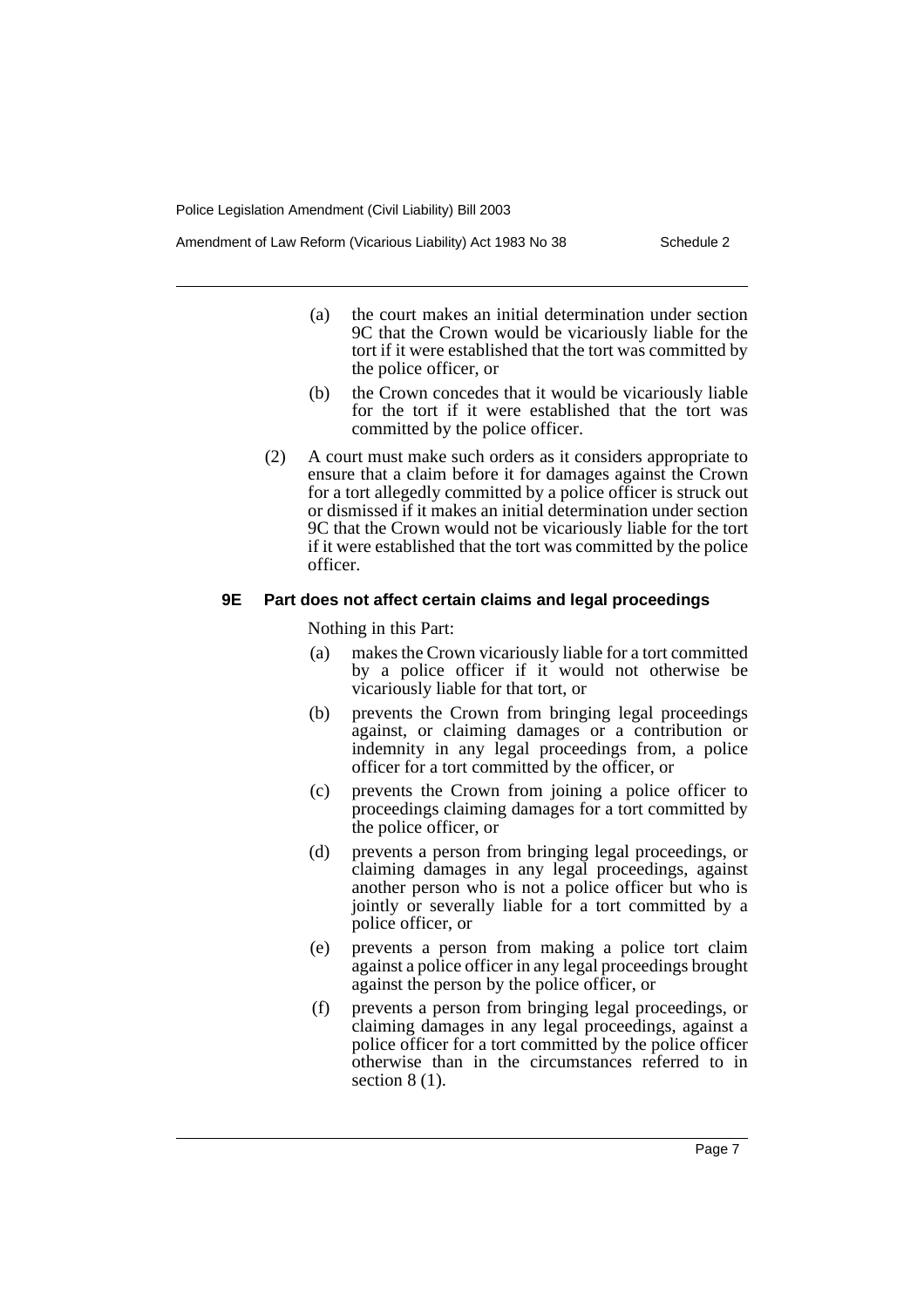(a) the court makes an initial determination under section 9C that the Crown would be vicariously liable for the tort if it were established that the tort was committed by the police officer, or

(b) the Crown concedes that it would be vicariously liable for the tort if it were established that the tort was committed by the police officer.

(2) A court must make such orders as it considers appropriate to ensure that a claim before it for damages against the Crown for a tort allegedly committed by a police officer is struck out or dismissed if it makes an initial determination under section 9C that the Crown would not be vicariously liable for the tort if it were established that the tort was committed by the police officer.

#### 9E Part does not affect certain claims and legal proceedings

Nothing in this Part:

(a) makes the Crown vicariously liable for a tort committed by a police officer if it would not otherwise be vicariously liable for that tort, or

(b) prevents the Crown from bringing legal proceedings against, or claiming damages or a contribution or indemnity in any legal proceedings from, a police officer for a tort committed by the officer, or

(c) prevents the Crown from joining a police officer to proceedings claiming damages for a tort committed by the police officer, or

(d) prevents a person from bringing legal proceedings, or claiming damages in any legal proceedings, against another person who is not a police officer but who is jointly or severally liable for a tort committed by a police officer, or

(e) prevents a person from making a police tort claim against a police officer in any legal proceedings brought against the person by the police officer, or

(f) prevents a person from bringing legal proceedings, or claiming damages in any legal proceedings, against a police officer for a tort committed by the police officer otherwise than in the circumstances referred to in section 8 (1).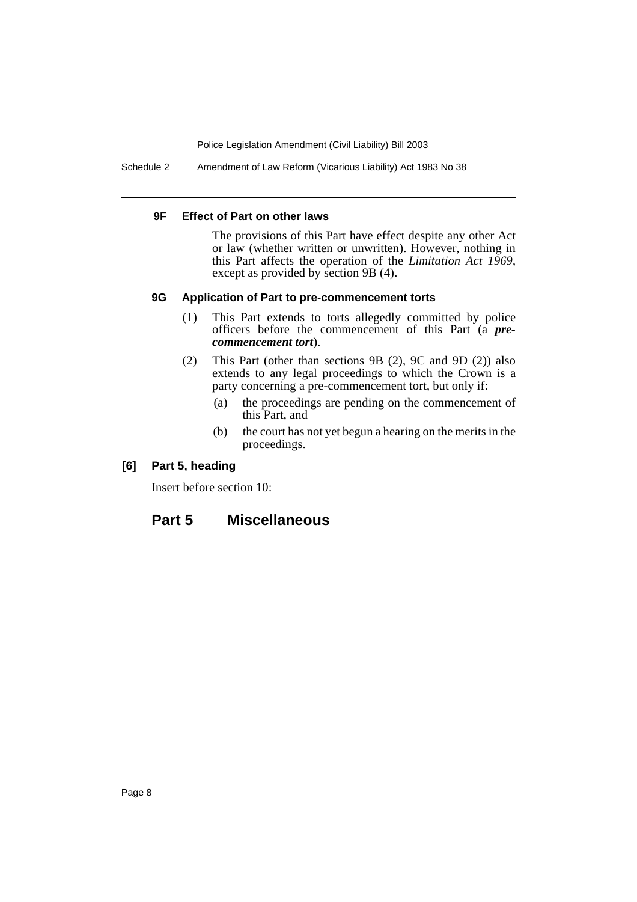#### 9F Effect of Part on other laws

The provisions of this Part have effect despite any other Act or law (whether written or unwritten). However, nothing in this Part affects the operation of the *Limitation Act 1969*, except as provided by section 9B (4).

#### 9G Application of Part to pre-commencement torts

(1) This Part extends to torts allegedly committed by police officers before the commencement of this Part (a ***pre-commencement tort***).

(2) This Part (other than sections 9B (2), 9C and 9D (2)) also extends to any legal proceedings to which the Crown is a party concerning a pre-commencement tort, but only if:

(a) the proceedings are pending on the commencement of this Part, and

(b) the court has not yet begun a hearing on the merits in the proceedings.

### [6] Part 5, heading

Insert before section 10:

## Part 5 Miscellaneous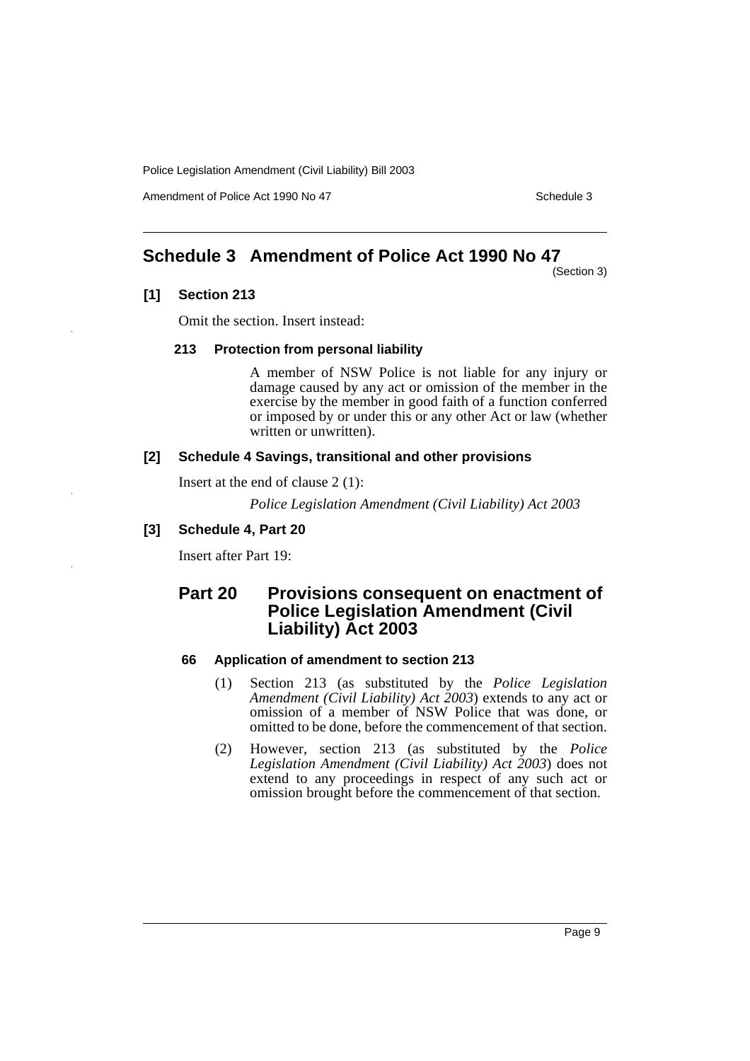# Schedule 3 Amendment of Police Act 1990 No 47

(Section 3)

### [1] Section 213

Omit the section. Insert instead:

#### 213 Protection from personal liability

A member of NSW Police is not liable for any injury or damage caused by any act or omission of the member in the exercise by the member in good faith of a function conferred or imposed by or under this or any other Act or law (whether written or unwritten).

### [2] Schedule 4 Savings, transitional and other provisions

Insert at the end of clause 2 (1):

*Police Legislation Amendment (Civil Liability) Act 2003*

### [3] Schedule 4, Part 20

Insert after Part 19:

## Part 20 Provisions consequent on enactment of Police Legislation Amendment (Civil Liability) Act 2003

#### 66 Application of amendment to section 213

(1) Section 213 (as substituted by the *Police Legislation Amendment (Civil Liability) Act 2003*) extends to any act or omission of a member of NSW Police that was done, or omitted to be done, before the commencement of that section.

(2) However, section 213 (as substituted by the *Police Legislation Amendment (Civil Liability) Act 2003*) does not extend to any proceedings in respect of any such act or omission brought before the commencement of that section.